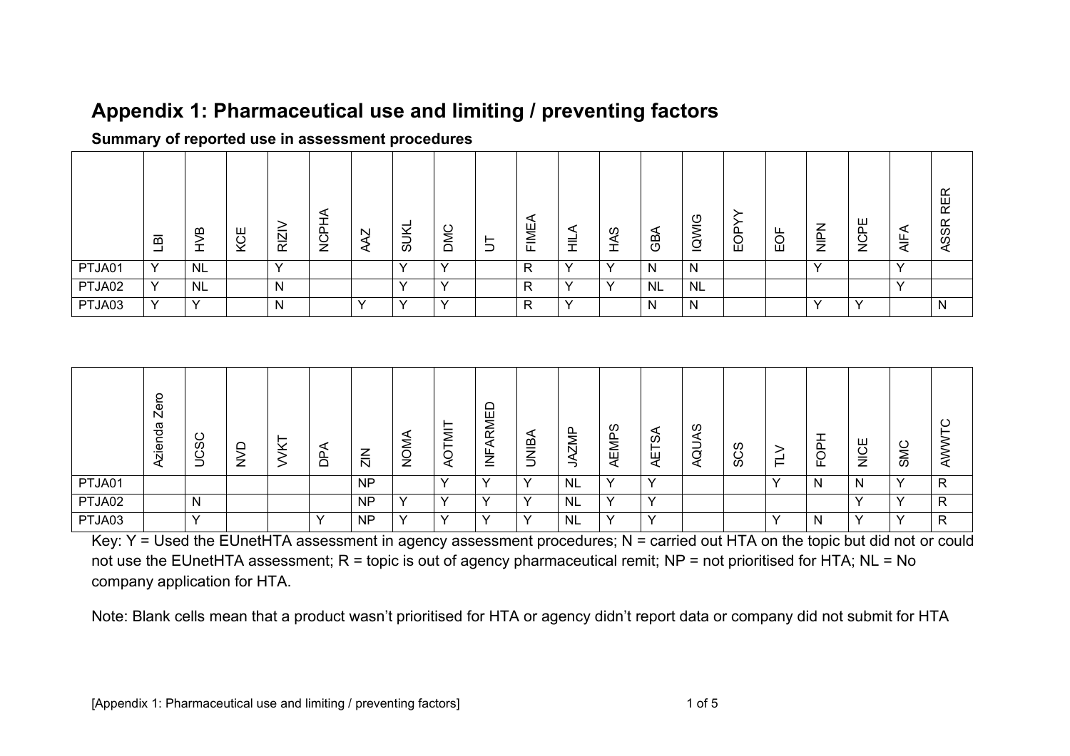# Appendix 1: Pharmaceutical use and limiting / preventing factors

**Summary of reported use in assessment procedures**

| | LBI | HVB | KCE | RIZIV | NCPHA | AAZ | SUKL | DMC | UT | FIMEA | HILA | HAS | GBA | IQWIG | EOPYY | EOF | NIPN | NCPE | AIFA | ASSR RER |
|---|---|---|---|---|---|---|---|---|---|---|---|---|---|---|---|---|---|---|---|---|
| PTJA01 | Y | NL | | Y | | | Y | Y | | R | Y | Y | N | N | | | Y | | Y | |
| PTJA02 | Y | NL | | N | | | Y | Y | | R | Y | Y | NL | NL | | | | | Y | |
| PTJA03 | Y | Y | | N | | Y | Y | Y | | R | Y | | N | N | | | Y | Y | | N |

| | Azienda Zero | UCSC | NVD | VVKT | DPA | ZIN | NOMA | AOTMIT | INFARMED | UNIBA | JAZMP | AEMPS | AETSA | AQUAS | SCS | TLV | FOPH | NICE | SMC | AWWTC |
|---|---|---|---|---|---|---|---|---|---|---|---|---|---|---|---|---|---|---|---|---|
| PTJA01 | | | | | | NP | | Y | Y | Y | NL | Y | Y | | | Y | N | N | Y | R |
| PTJA02 | | N | | | | NP | Y | Y | Y | Y | NL | Y | Y | | | | | Y | Y | R |
| PTJA03 | | Y | | | Y | NP | Y | Y | Y | Y | NL | Y | Y | | | Y | N | Y | Y | R |

Key: Y = Used the EUnetHTA assessment in agency assessment procedures; N = carried out HTA on the topic but did not or could not use the EUnetHTA assessment; R = topic is out of agency pharmaceutical remit; NP = not prioritised for HTA; NL = No company application for HTA.

Note: Blank cells mean that a product wasn't prioritised for HTA or agency didn't report data or company did not submit for HTA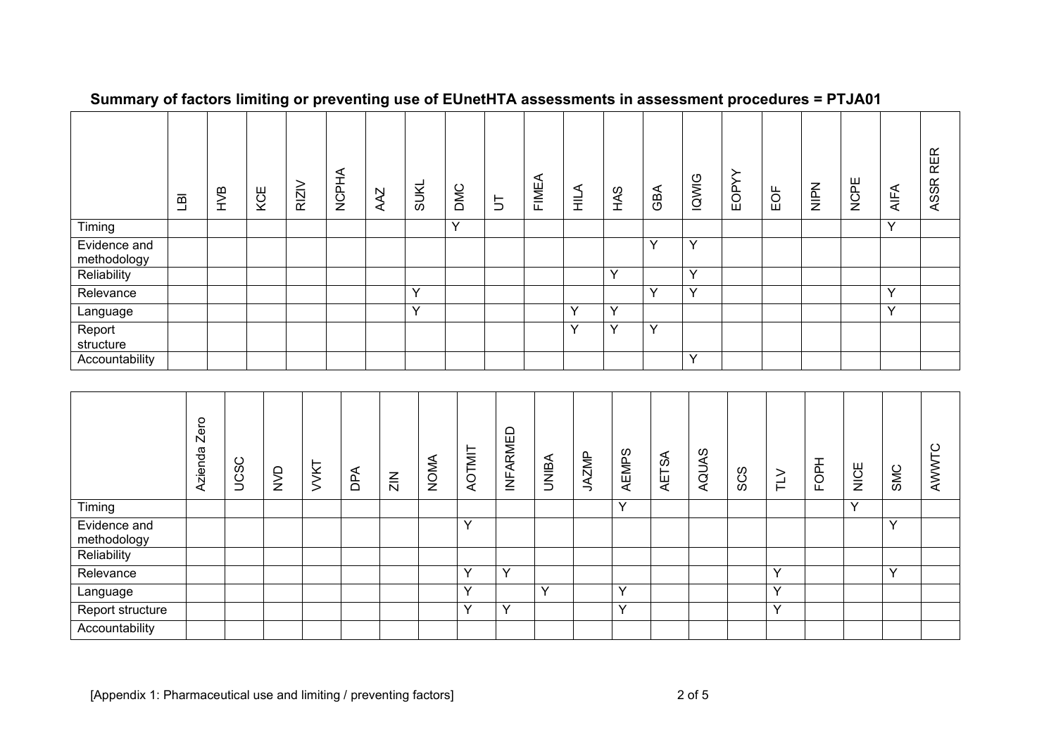## Summary of factors limiting or preventing use of EUnetHTA assessments in assessment procedures = PTJA01

| | LBI | HVB | KCE | RIZIV | NCPHA | AAZ | SUKL | DMC | UT | FIMEA | HILA | HAS | GBA | IQWIG | EOPYY | EOF | NIPN | NCPE | AIFA | ASSR RER |
|---|---|---|---|---|---|---|---|---|---|---|---|---|---|---|---|---|---|---|---|---|
| Timing | | | | | | | | Y | | | | | | | | | | | Y | |
| Evidence and methodology | | | | | | | | | | | | | Y | Y | | | | | | |
| Reliability | | | | | | | | | | | | Y | | Y | | | | | | |
| Relevance | | | | | | | Y | | | | | | Y | Y | | | | | Y | |
| Language | | | | | | | Y | | | | Y | Y | | | | | | | Y | |
| Report structure | | | | | | | | | | | Y | Y | Y | | | | | | | |
| Accountability | | | | | | | | | | | | | | Y | | | | | | |

| | Azienda Zero | UCSC | NVD | VVKT | DPA | ZIN | NOMA | AOTMIT | INFARMED | UNIBA | JAZMP | AEMPS | AETSA | AQUAS | SCS | TLV | FOPH | NICE | SMC | AWWTC |
|---|---|---|---|---|---|---|---|---|---|---|---|---|---|---|---|---|---|---|---|---|
| Timing | | | | | | | | | | | | Y | | | | | | Y | | |
| Evidence and methodology | | | | | | | | Y | | | | | | | | | | | Y | |
| Reliability | | | | | | | | | | | | | | | | | | | | |
| Relevance | | | | | | | | Y | Y | | | | | | | Y | | | Y | |
| Language | | | | | | | | Y | | Y | | Y | | | | Y | | | | |
| Report structure | | | | | | | | Y | Y | | | Y | | | | Y | | | | |
| Accountability | | | | | | | | | | | | | | | | | | | | |

[Appendix 1: Pharmaceutical use and limiting / preventing factors]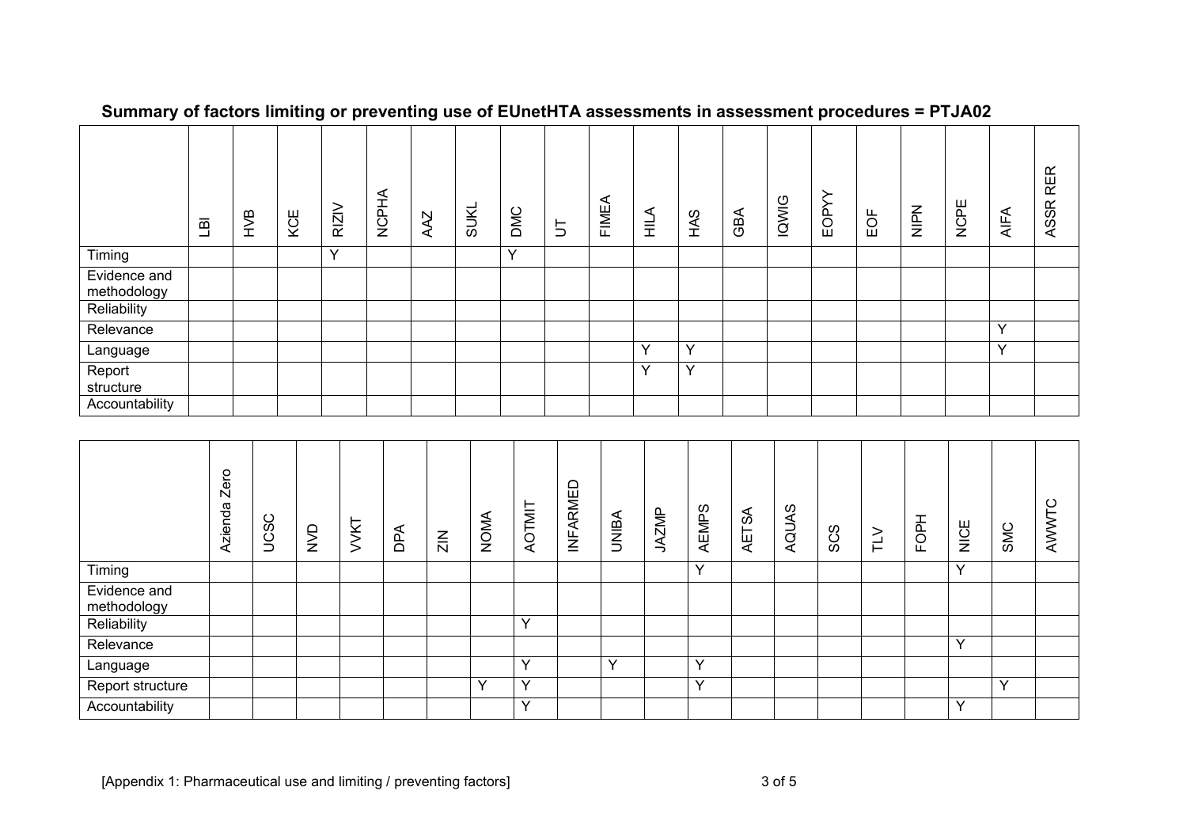## Summary of factors limiting or preventing use of EUnetHTA assessments in assessment procedures = PTJA02

| | LBI | HVB | KCE | RIZIV | NCPHA | AAZ | SUKL | DMC | UT | FIMEA | HILA | HAS | GBA | IQWIG | EOPYY | EOF | NIPN | NCPE | AIFA | ASSR RER |
|---|---|---|---|---|---|---|---|---|---|---|---|---|---|---|---|---|---|---|---|---|
| Timing | | | | Y | | | | Y | | | | | | | | | | | | |
| Evidence and methodology | | | | | | | | | | | | | | | | | | | | |
| Reliability | | | | | | | | | | | | | | | | | | | | |
| Relevance | | | | | | | | | | | | | | | | | | | Y | |
| Language | | | | | | | | | | | Y | Y | | | | | | | Y | |
| Report structure | | | | | | | | | | | Y | Y | | | | | | | | |
| Accountability | | | | | | | | | | | | | | | | | | | | |

| | Azienda Zero | UCSC | NVD | VVKT | DPA | ZIN | NOMA | AOTMIT | INFARMED | UNIBA | JAZMP | AEMPS | AETSA | AQUAS | SCS | TLV | FOPH | NICE | SMC | AWWTC |
|---|---|---|---|---|---|---|---|---|---|---|---|---|---|---|---|---|---|---|---|---|
| Timing | | | | | | | | | | | | Y | | | | | | Y | | |
| Evidence and methodology | | | | | | | | | | | | | | | | | | | | |
| Reliability | | | | | | | | Y | | | | | | | | | | | | |
| Relevance | | | | | | | | | | | | | | | | | | Y | | |
| Language | | | | | | | | Y | | Y | | Y | | | | | | | | |
| Report structure | | | | | | | Y | Y | | | | Y | | | | | | | Y | |
| Accountability | | | | | | | | Y | | | | | | | | | | Y | | |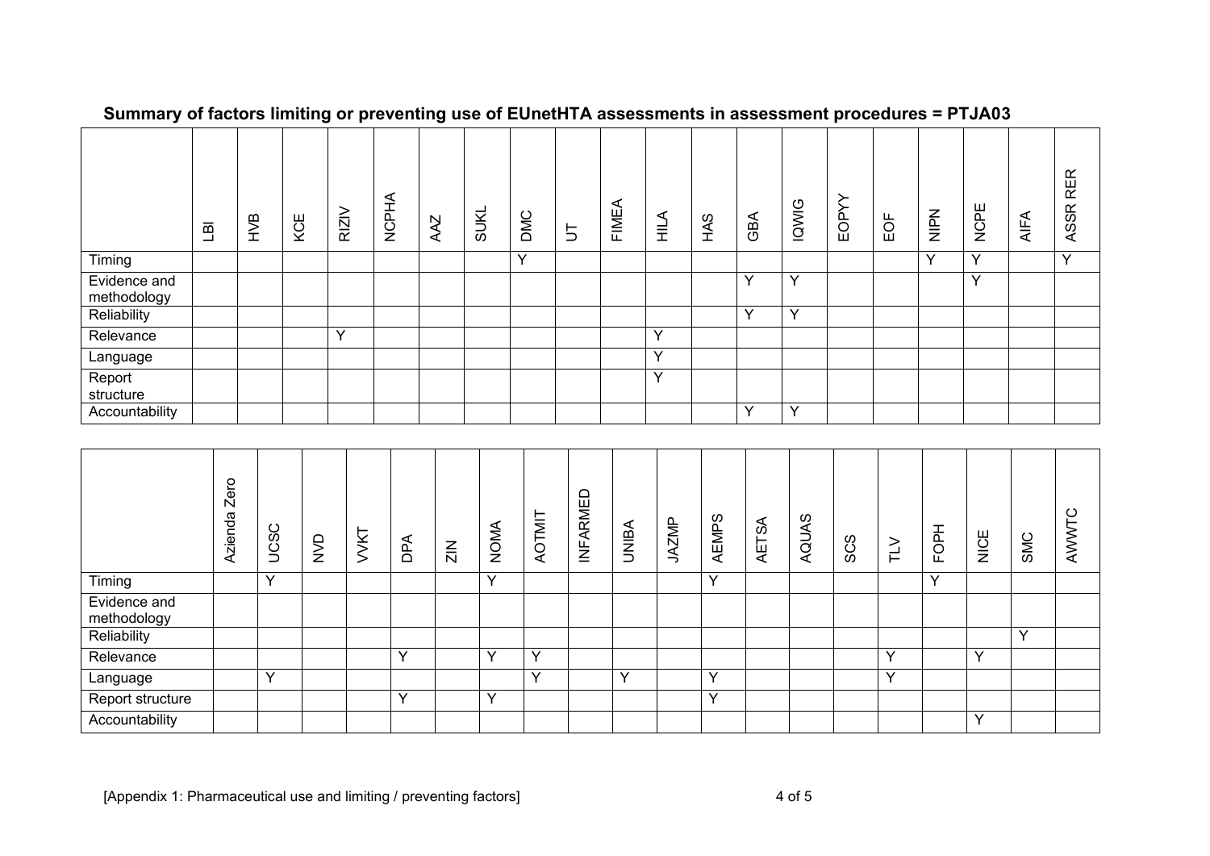## Summary of factors limiting or preventing use of EUnetHTA assessments in assessment procedures = PTJA03

| | LBI | HVB | KCE | RIZIV | NCPHA | AAZ | SUKL | DMC | UT | FIMEA | HILA | HAS | GBA | IQWIG | EOPYY | EOF | NIPN | NCPE | AIFA | ASSR RER |
|---|---|---|---|---|---|---|---|---|---|---|---|---|---|---|---|---|---|---|---|---|
| Timing | | | | | | | | Y | | | | | | | | | Y | Y | | Y |
| Evidence and methodology | | | | | | | | | | | | | Y | Y | | | | Y | | |
| Reliability | | | | | | | | | | | | | Y | Y | | | | | | |
| Relevance | | | | Y | | | | | | | Y | | | | | | | | | |
| Language | | | | | | | | | | | Y | | | | | | | | | |
| Report structure | | | | | | | | | | | Y | | | | | | | | | |
| Accountability | | | | | | | | | | | | | Y | Y | | | | | | |

| | Azienda Zero | UCSC | NVD | VVKT | DPA | ZIN | NOMA | AOTMIT | INFARMED | UNIBA | JAZMP | AEMPS | AETSA | AQUAS | SCS | TLV | FOPH | NICE | SMC | AWMTC |
|---|---|---|---|---|---|---|---|---|---|---|---|---|---|---|---|---|---|---|---|---|
| Timing | | Y | | | | | Y | | | | | Y | | | | | Y | | | |
| Evidence and methodology | | | | | | | | | | | | | | | | | | | | |
| Reliability | | | | | | | | | | | | | | | | | | | Y | |
| Relevance | | | | | Y | | Y | Y | | | | | | | | Y | | Y | | |
| Language | | Y | | | | | | Y | | Y | | Y | | | | Y | | | | |
| Report structure | | | | | Y | | Y | | | | | Y | | | | | | | | |
| Accountability | | | | | | | | | | | | | | | | | | Y | | |

[Appendix 1: Pharmaceutical use and limiting / preventing factors]